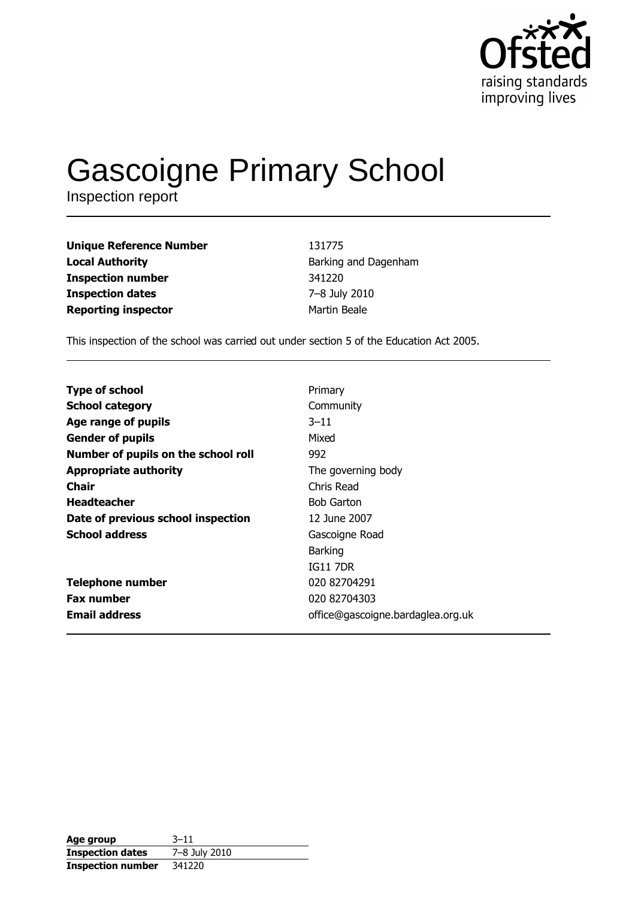Ofsted
raising standards
improving lives

# Gascoigne Primary School

Inspection report

| | |
|---|---|
| **Unique Reference Number** | 131775 |
| **Local Authority** | Barking and Dagenham |
| **Inspection number** | 341220 |
| **Inspection dates** | 7–8 July 2010 |
| **Reporting inspector** | Martin Beale |

This inspection of the school was carried out under section 5 of the Education Act 2005.

| | |
|---|---|
| **Type of school** | Primary |
| **School category** | Community |
| **Age range of pupils** | 3–11 |
| **Gender of pupils** | Mixed |
| **Number of pupils on the school roll** | 992 |
| **Appropriate authority** | The governing body |
| **Chair** | Chris Read |
| **Headteacher** | Bob Garton |
| **Date of previous school inspection** | 12 June 2007 |
| **School address** | Gascoigne Road<br>Barking<br>IG11 7DR |
| **Telephone number** | 020 82704291 |
| **Fax number** | 020 82704303 |
| **Email address** | office@gascoigne.bardaglea.org.uk |

| | |
|---|---|
| **Age group** | 3–11 |
| **Inspection dates** | 7–8 July 2010 |
| **Inspection number** | 341220 |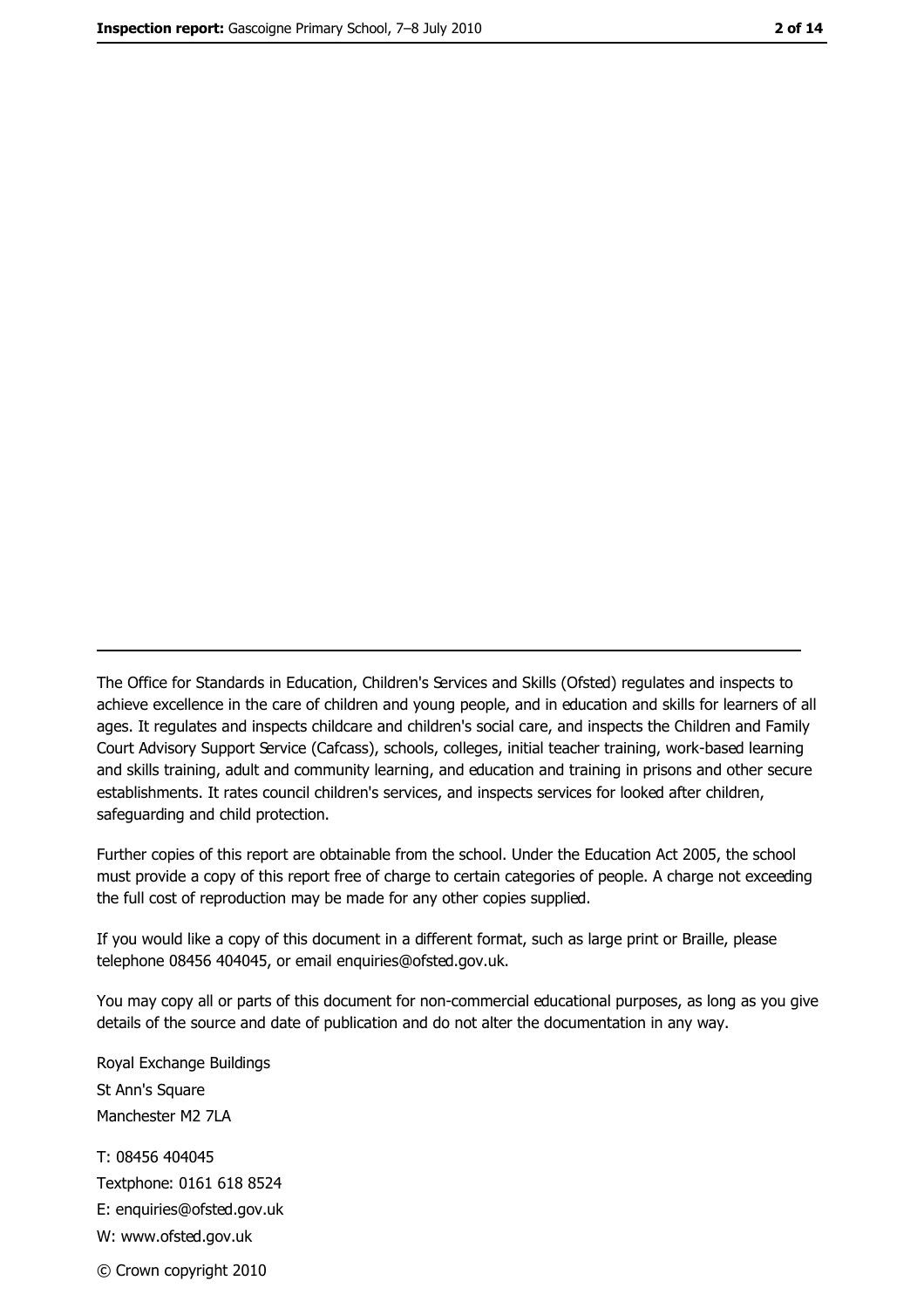The Office for Standards in Education, Children's Services and Skills (Ofsted) regulates and inspects to achieve excellence in the care of children and young people, and in education and skills for learners of all ages. It regulates and inspects childcare and children's social care, and inspects the Children and Family Court Advisory Support Service (Cafcass), schools, colleges, initial teacher training, work-based learning and skills training, adult and community learning, and education and training in prisons and other secure establishments. It rates council children's services, and inspects services for looked after children, safeguarding and child protection.

Further copies of this report are obtainable from the school. Under the Education Act 2005, the school must provide a copy of this report free of charge to certain categories of people. A charge not exceeding the full cost of reproduction may be made for any other copies supplied.

If you would like a copy of this document in a different format, such as large print or Braille, please telephone 08456 404045, or email enquiries@ofsted.gov.uk.

You may copy all or parts of this document for non-commercial educational purposes, as long as you give details of the source and date of publication and do not alter the documentation in any way.

Royal Exchange Buildings
St Ann's Square
Manchester M2 7LA

T: 08456 404045
Textphone: 0161 618 8524
E: enquiries@ofsted.gov.uk
W: www.ofsted.gov.uk

© Crown copyright 2010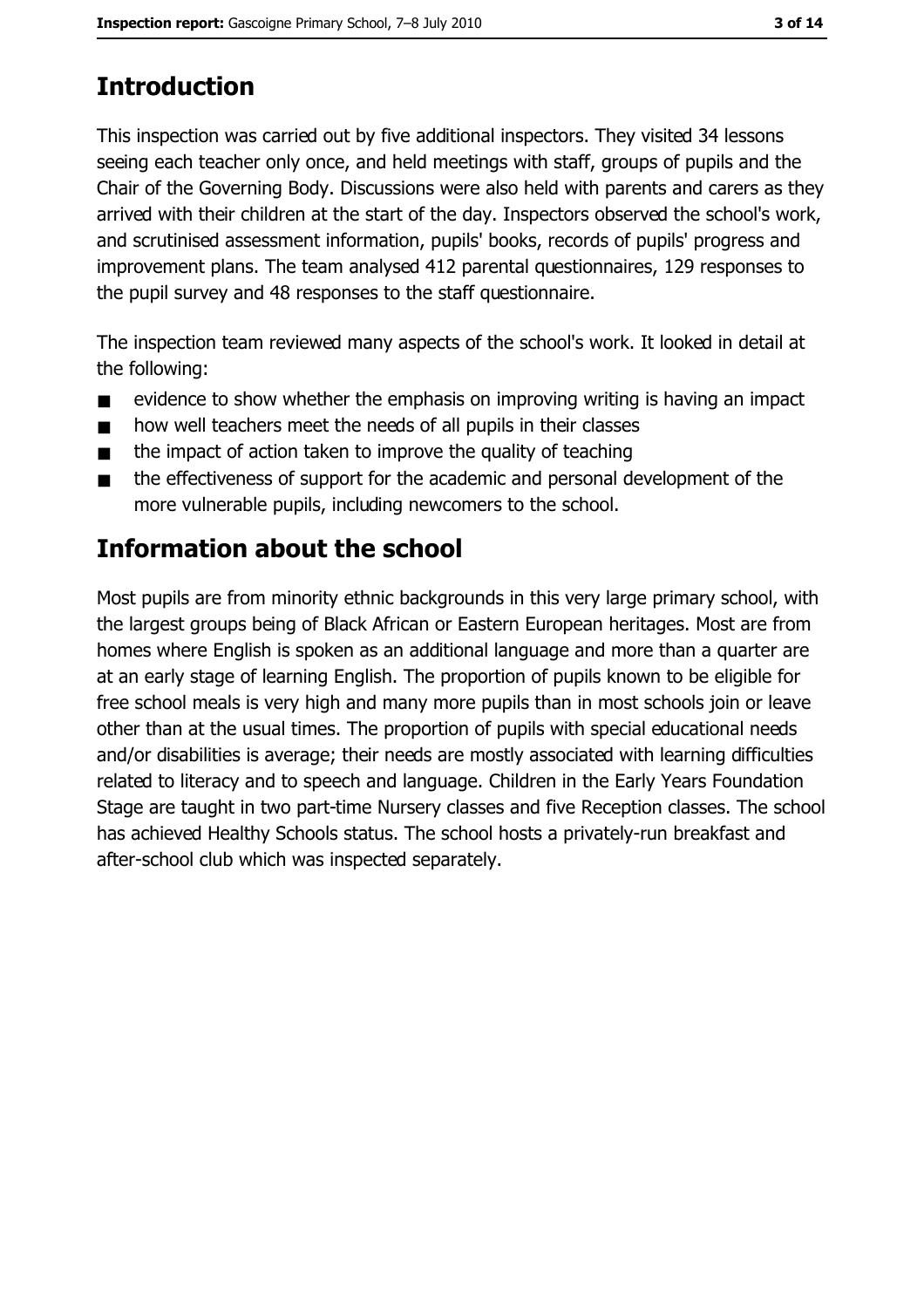## Introduction

This inspection was carried out by five additional inspectors. They visited 34 lessons seeing each teacher only once, and held meetings with staff, groups of pupils and the Chair of the Governing Body. Discussions were also held with parents and carers as they arrived with their children at the start of the day. Inspectors observed the school's work, and scrutinised assessment information, pupils' books, records of pupils' progress and improvement plans. The team analysed 412 parental questionnaires, 129 responses to the pupil survey and 48 responses to the staff questionnaire.

The inspection team reviewed many aspects of the school's work. It looked in detail at the following:

- evidence to show whether the emphasis on improving writing is having an impact
- how well teachers meet the needs of all pupils in their classes
- the impact of action taken to improve the quality of teaching
- the effectiveness of support for the academic and personal development of the more vulnerable pupils, including newcomers to the school.

## Information about the school

Most pupils are from minority ethnic backgrounds in this very large primary school, with the largest groups being of Black African or Eastern European heritages. Most are from homes where English is spoken as an additional language and more than a quarter are at an early stage of learning English. The proportion of pupils known to be eligible for free school meals is very high and many more pupils than in most schools join or leave other than at the usual times. The proportion of pupils with special educational needs and/or disabilities is average; their needs are mostly associated with learning difficulties related to literacy and to speech and language. Children in the Early Years Foundation Stage are taught in two part-time Nursery classes and five Reception classes. The school has achieved Healthy Schools status. The school hosts a privately-run breakfast and after-school club which was inspected separately.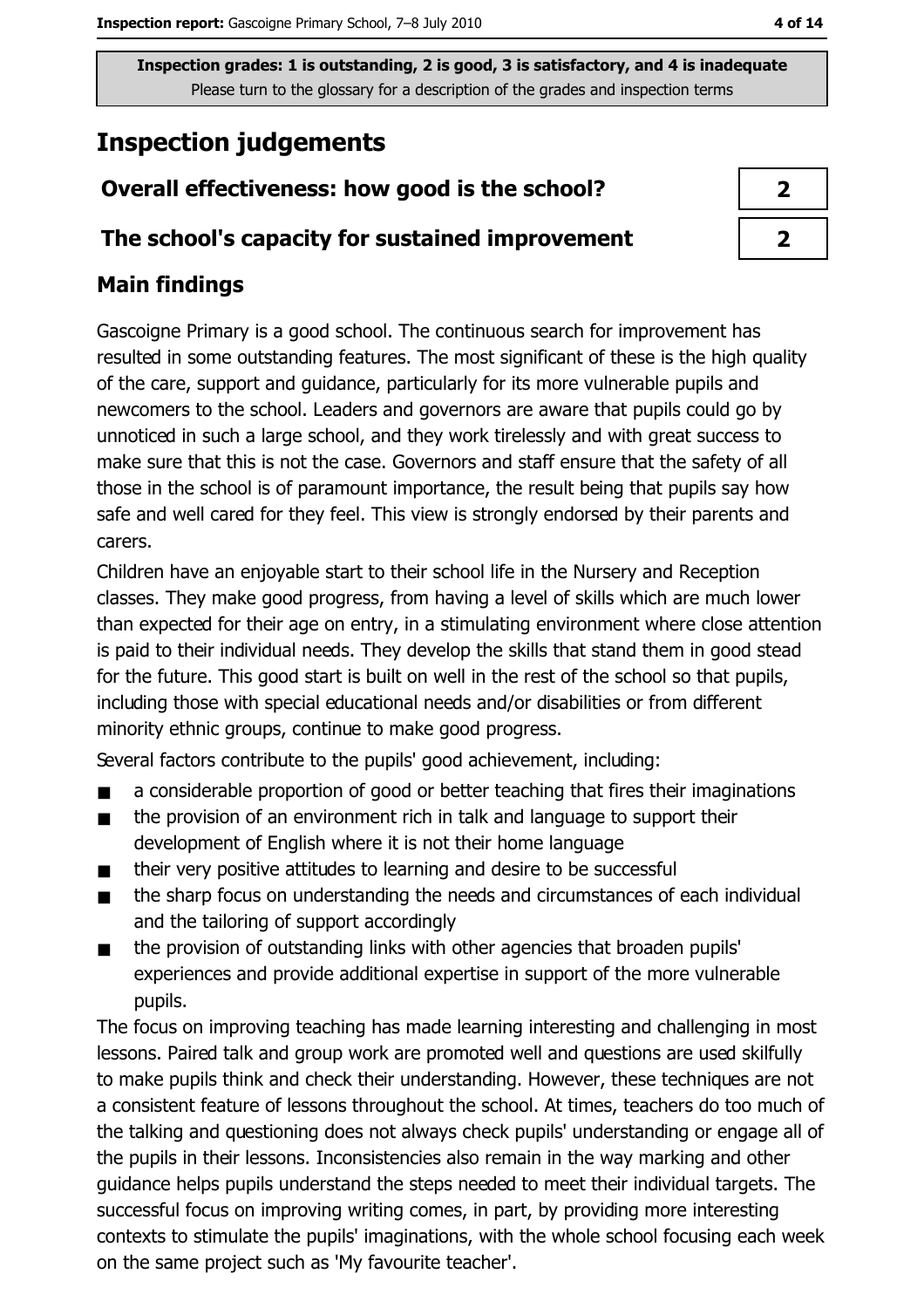Inspection grades: 1 is outstanding, 2 is good, 3 is satisfactory, and 4 is inadequate
Please turn to the glossary for a description of the grades and inspection terms

# Inspection judgements

| | |
|---|---|
| **Overall effectiveness: how good is the school?** | 2 |
| **The school's capacity for sustained improvement** | 2 |

## Main findings

Gascoigne Primary is a good school. The continuous search for improvement has resulted in some outstanding features. The most significant of these is the high quality of the care, support and guidance, particularly for its more vulnerable pupils and newcomers to the school. Leaders and governors are aware that pupils could go by unnoticed in such a large school, and they work tirelessly and with great success to make sure that this is not the case. Governors and staff ensure that the safety of all those in the school is of paramount importance, the result being that pupils say how safe and well cared for they feel. This view is strongly endorsed by their parents and carers.

Children have an enjoyable start to their school life in the Nursery and Reception classes. They make good progress, from having a level of skills which are much lower than expected for their age on entry, in a stimulating environment where close attention is paid to their individual needs. They develop the skills that stand them in good stead for the future. This good start is built on well in the rest of the school so that pupils, including those with special educational needs and/or disabilities or from different minority ethnic groups, continue to make good progress.

Several factors contribute to the pupils' good achievement, including:

- a considerable proportion of good or better teaching that fires their imaginations
- the provision of an environment rich in talk and language to support their development of English where it is not their home language
- their very positive attitudes to learning and desire to be successful
- the sharp focus on understanding the needs and circumstances of each individual and the tailoring of support accordingly
- the provision of outstanding links with other agencies that broaden pupils' experiences and provide additional expertise in support of the more vulnerable pupils.

The focus on improving teaching has made learning interesting and challenging in most lessons. Paired talk and group work are promoted well and questions are used skilfully to make pupils think and check their understanding. However, these techniques are not a consistent feature of lessons throughout the school. At times, teachers do too much of the talking and questioning does not always check pupils' understanding or engage all of the pupils in their lessons. Inconsistencies also remain in the way marking and other guidance helps pupils understand the steps needed to meet their individual targets. The successful focus on improving writing comes, in part, by providing more interesting contexts to stimulate the pupils' imaginations, with the whole school focusing each week on the same project such as 'My favourite teacher'.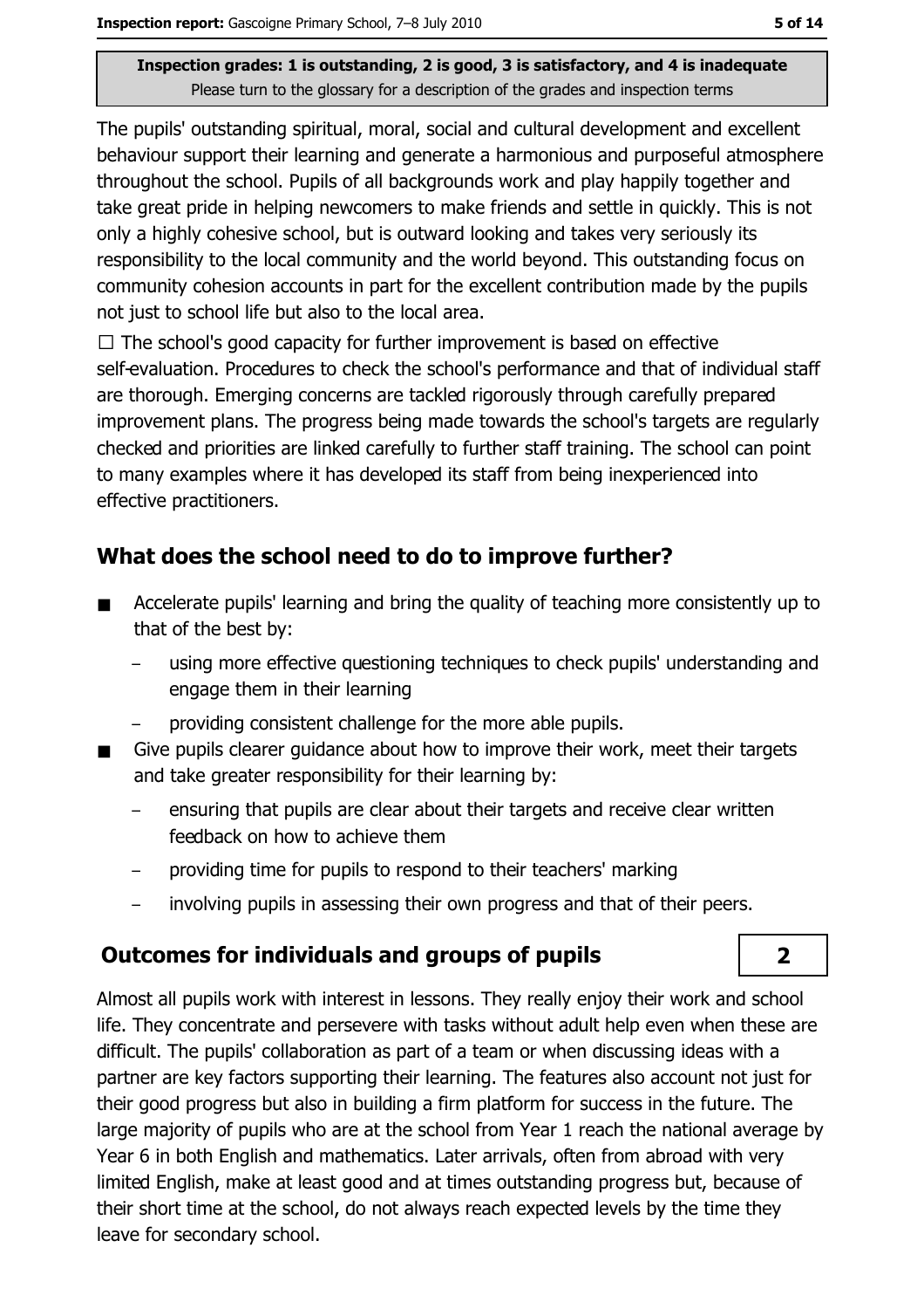Inspection grades: 1 is outstanding, 2 is good, 3 is satisfactory, and 4 is inadequate
Please turn to the glossary for a description of the grades and inspection terms

The pupils' outstanding spiritual, moral, social and cultural development and excellent behaviour support their learning and generate a harmonious and purposeful atmosphere throughout the school. Pupils of all backgrounds work and play happily together and take great pride in helping newcomers to make friends and settle in quickly. This is not only a highly cohesive school, but is outward looking and takes very seriously its responsibility to the local community and the world beyond. This outstanding focus on community cohesion accounts in part for the excellent contribution made by the pupils not just to school life but also to the local area.

☐ The school's good capacity for further improvement is based on effective self-evaluation. Procedures to check the school's performance and that of individual staff are thorough. Emerging concerns are tackled rigorously through carefully prepared improvement plans. The progress being made towards the school's targets are regularly checked and priorities are linked carefully to further staff training. The school can point to many examples where it has developed its staff from being inexperienced into effective practitioners.

## What does the school need to do to improve further?

- Accelerate pupils' learning and bring the quality of teaching more consistently up to that of the best by:
  - using more effective questioning techniques to check pupils' understanding and engage them in their learning
  - providing consistent challenge for the more able pupils.
- Give pupils clearer guidance about how to improve their work, meet their targets and take greater responsibility for their learning by:
  - ensuring that pupils are clear about their targets and receive clear written feedback on how to achieve them
  - providing time for pupils to respond to their teachers' marking
  - involving pupils in assessing their own progress and that of their peers.

## Outcomes for individuals and groups of pupils

**2**

Almost all pupils work with interest in lessons. They really enjoy their work and school life. They concentrate and persevere with tasks without adult help even when these are difficult. The pupils' collaboration as part of a team or when discussing ideas with a partner are key factors supporting their learning. The features also account not just for their good progress but also in building a firm platform for success in the future. The large majority of pupils who are at the school from Year 1 reach the national average by Year 6 in both English and mathematics. Later arrivals, often from abroad with very limited English, make at least good and at times outstanding progress but, because of their short time at the school, do not always reach expected levels by the time they leave for secondary school.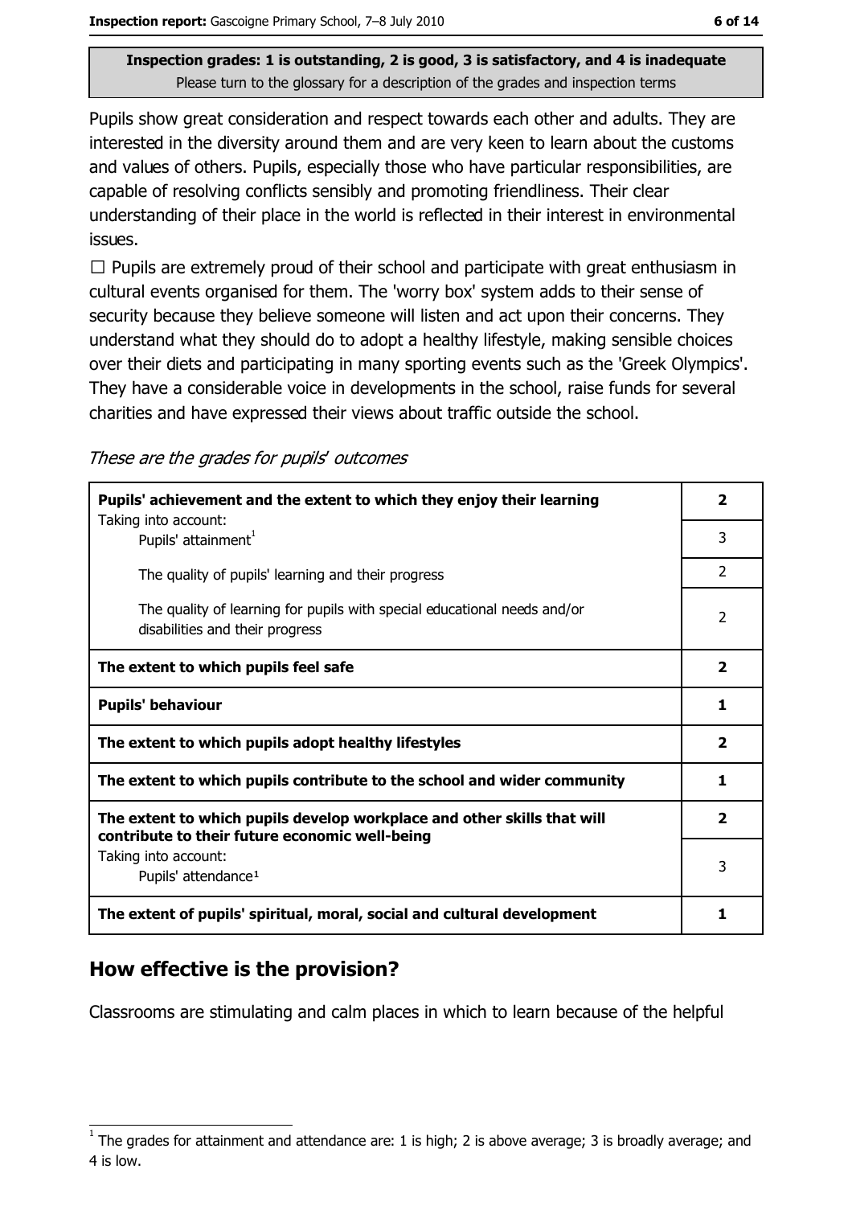Inspection grades: 1 is outstanding, 2 is good, 3 is satisfactory, and 4 is inadequate
Please turn to the glossary for a description of the grades and inspection terms

Pupils show great consideration and respect towards each other and adults. They are interested in the diversity around them and are very keen to learn about the customs and values of others. Pupils, especially those who have particular responsibilities, are capable of resolving conflicts sensibly and promoting friendliness. Their clear understanding of their place in the world is reflected in their interest in environmental issues.

☐ Pupils are extremely proud of their school and participate with great enthusiasm in cultural events organised for them. The 'worry box' system adds to their sense of security because they believe someone will listen and act upon their concerns. They understand what they should do to adopt a healthy lifestyle, making sensible choices over their diets and participating in many sporting events such as the 'Greek Olympics'. They have a considerable voice in developments in the school, raise funds for several charities and have expressed their views about traffic outside the school.

*These are the grades for pupils' outcomes*

| | |
|---|---|
| **Pupils' achievement and the extent to which they enjoy their learning** | **2** |
| Taking into account: Pupils' attainment[1] | 3 |
| The quality of pupils' learning and their progress | 2 |
| The quality of learning for pupils with special educational needs and/or disabilities and their progress | 2 |
| **The extent to which pupils feel safe** | **2** |
| **Pupils' behaviour** | **1** |
| **The extent to which pupils adopt healthy lifestyles** | **2** |
| **The extent to which pupils contribute to the school and wider community** | **1** |
| **The extent to which pupils develop workplace and other skills that will contribute to their future economic well-being** | **2** |
| Taking into account: Pupils' attendance[1] | 3 |
| **The extent of pupils' spiritual, moral, social and cultural development** | **1** |

## How effective is the provision?

Classrooms are stimulating and calm places in which to learn because of the helpful

[1] The grades for attainment and attendance are: 1 is high; 2 is above average; 3 is broadly average; and 4 is low.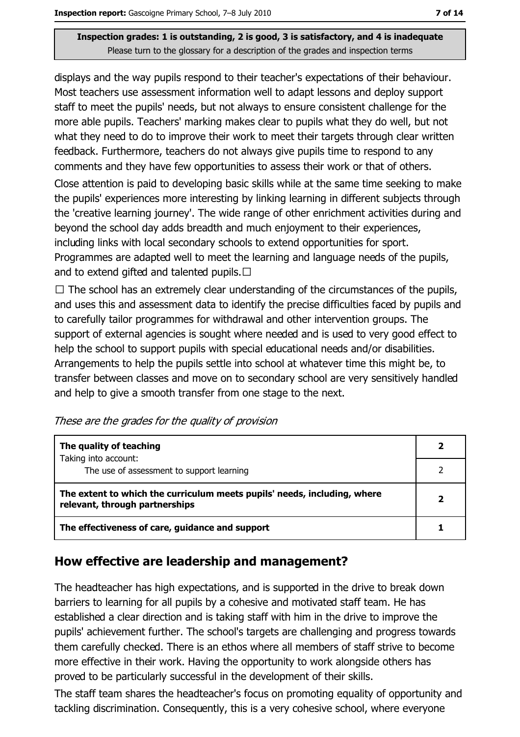Inspection grades: 1 is outstanding, 2 is good, 3 is satisfactory, and 4 is inadequate
Please turn to the glossary for a description of the grades and inspection terms

displays and the way pupils respond to their teacher's expectations of their behaviour. Most teachers use assessment information well to adapt lessons and deploy support staff to meet the pupils' needs, but not always to ensure consistent challenge for the more able pupils. Teachers' marking makes clear to pupils what they do well, but not what they need to do to improve their work to meet their targets through clear written feedback. Furthermore, teachers do not always give pupils time to respond to any comments and they have few opportunities to assess their work or that of others.

Close attention is paid to developing basic skills while at the same time seeking to make the pupils' experiences more interesting by linking learning in different subjects through the 'creative learning journey'. The wide range of other enrichment activities during and beyond the school day adds breadth and much enjoyment to their experiences, including links with local secondary schools to extend opportunities for sport. Programmes are adapted well to meet the learning and language needs of the pupils, and to extend gifted and talented pupils.

The school has an extremely clear understanding of the circumstances of the pupils, and uses this and assessment data to identify the precise difficulties faced by pupils and to carefully tailor programmes for withdrawal and other intervention groups. The support of external agencies is sought where needed and is used to very good effect to help the school to support pupils with special educational needs and/or disabilities. Arrangements to help the pupils settle into school at whatever time this might be, to transfer between classes and move on to secondary school are very sensitively handled and help to give a smooth transfer from one stage to the next.

*These are the grades for the quality of provision*

| | |
|---|---|
| **The quality of teaching**<br>Taking into account: | **2** |
| The use of assessment to support learning | 2 |
| **The extent to which the curriculum meets pupils' needs, including, where relevant, through partnerships** | **2** |
| **The effectiveness of care, guidance and support** | **1** |

## How effective are leadership and management?

The headteacher has high expectations, and is supported in the drive to break down barriers to learning for all pupils by a cohesive and motivated staff team. He has established a clear direction and is taking staff with him in the drive to improve the pupils' achievement further. The school's targets are challenging and progress towards them carefully checked. There is an ethos where all members of staff strive to become more effective in their work. Having the opportunity to work alongside others has proved to be particularly successful in the development of their skills.

The staff team shares the headteacher's focus on promoting equality of opportunity and tackling discrimination. Consequently, this is a very cohesive school, where everyone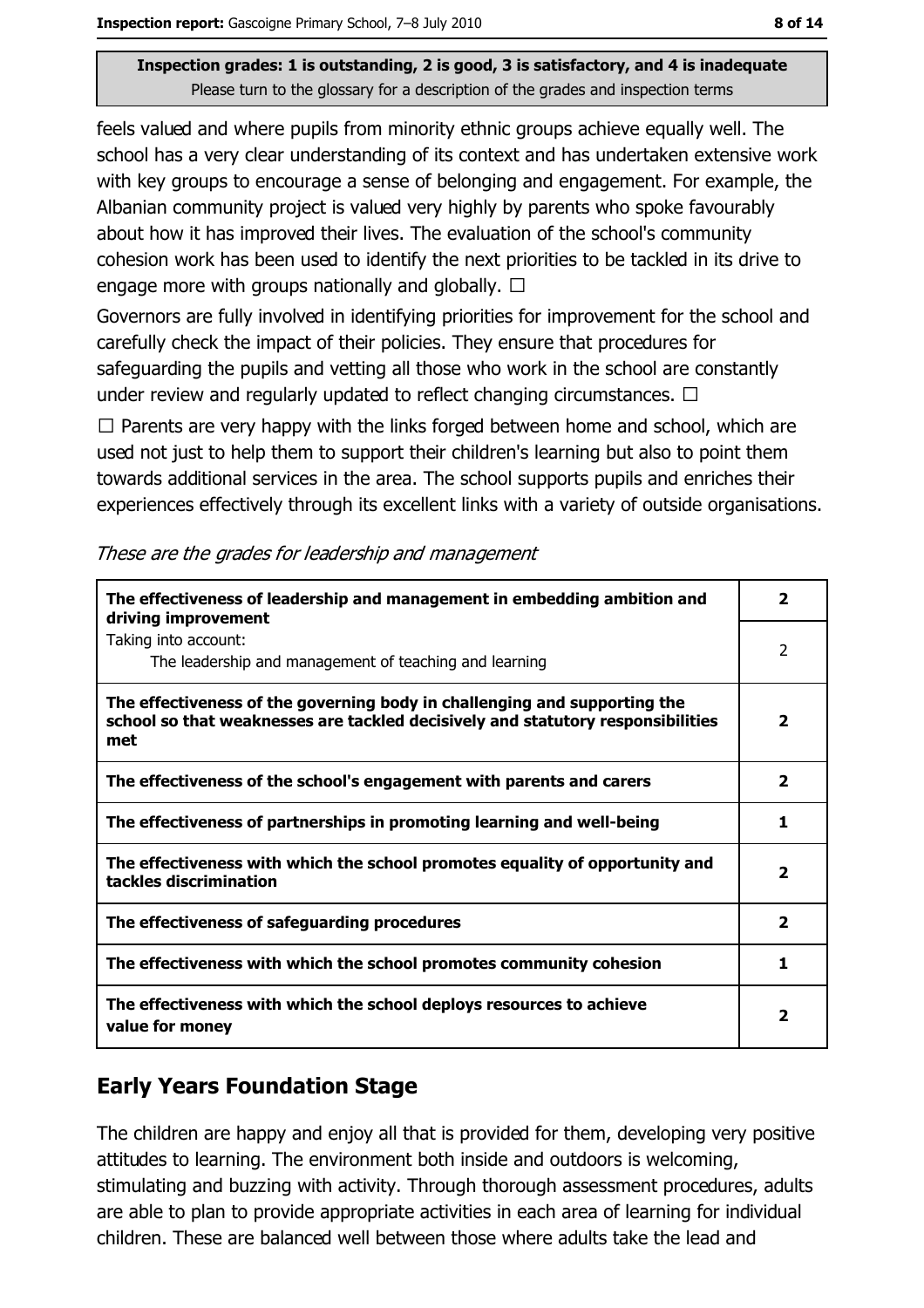Inspection grades: 1 is outstanding, 2 is good, 3 is satisfactory, and 4 is inadequate
Please turn to the glossary for a description of the grades and inspection terms

feels valued and where pupils from minority ethnic groups achieve equally well. The school has a very clear understanding of its context and has undertaken extensive work with key groups to encourage a sense of belonging and engagement. For example, the Albanian community project is valued very highly by parents who spoke favourably about how it has improved their lives. The evaluation of the school's community cohesion work has been used to identify the next priorities to be tackled in its drive to engage more with groups nationally and globally. ☐

Governors are fully involved in identifying priorities for improvement for the school and carefully check the impact of their policies. They ensure that procedures for safeguarding the pupils and vetting all those who work in the school are constantly under review and regularly updated to reflect changing circumstances. ☐

☐ Parents are very happy with the links forged between home and school, which are used not just to help them to support their children's learning but also to point them towards additional services in the area. The school supports pupils and enriches their experiences effectively through its excellent links with a variety of outside organisations.

*These are the grades for leadership and management*

| | |
|---|---|
| **The effectiveness of leadership and management in embedding ambition and driving improvement** | **2** |
| Taking into account: The leadership and management of teaching and learning | 2 |
| **The effectiveness of the governing body in challenging and supporting the school so that weaknesses are tackled decisively and statutory responsibilities met** | **2** |
| **The effectiveness of the school's engagement with parents and carers** | **2** |
| **The effectiveness of partnerships in promoting learning and well-being** | **1** |
| **The effectiveness with which the school promotes equality of opportunity and tackles discrimination** | **2** |
| **The effectiveness of safeguarding procedures** | **2** |
| **The effectiveness with which the school promotes community cohesion** | **1** |
| **The effectiveness with which the school deploys resources to achieve value for money** | **2** |

## Early Years Foundation Stage

The children are happy and enjoy all that is provided for them, developing very positive attitudes to learning. The environment both inside and outdoors is welcoming, stimulating and buzzing with activity. Through thorough assessment procedures, adults are able to plan to provide appropriate activities in each area of learning for individual children. These are balanced well between those where adults take the lead and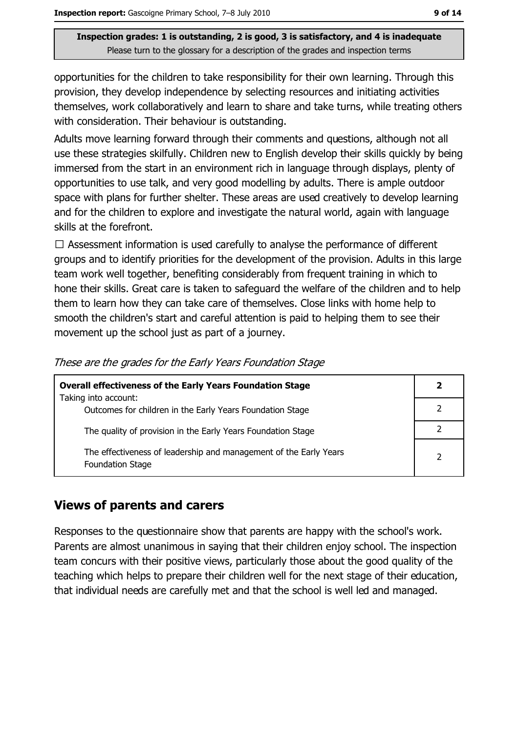**Inspection grades: 1 is outstanding, 2 is good, 3 is satisfactory, and 4 is inadequate**
Please turn to the glossary for a description of the grades and inspection terms

opportunities for the children to take responsibility for their own learning. Through this provision, they develop independence by selecting resources and initiating activities themselves, work collaboratively and learn to share and take turns, while treating others with consideration. Their behaviour is outstanding.

Adults move learning forward through their comments and questions, although not all use these strategies skilfully. Children new to English develop their skills quickly by being immersed from the start in an environment rich in language through displays, plenty of opportunities to use talk, and very good modelling by adults. There is ample outdoor space with plans for further shelter. These areas are used creatively to develop learning and for the children to explore and investigate the natural world, again with language skills at the forefront.

☐ Assessment information is used carefully to analyse the performance of different groups and to identify priorities for the development of the provision. Adults in this large team work well together, benefiting considerably from frequent training in which to hone their skills. Great care is taken to safeguard the welfare of the children and to help them to learn how they can take care of themselves. Close links with home help to smooth the children's start and careful attention is paid to helping them to see their movement up the school just as part of a journey.

*These are the grades for the Early Years Foundation Stage*

| **Overall effectiveness of the Early Years Foundation Stage** | **2** |
|---|---|
| Taking into account: Outcomes for children in the Early Years Foundation Stage | 2 |
| The quality of provision in the Early Years Foundation Stage | 2 |
| The effectiveness of leadership and management of the Early Years Foundation Stage | 2 |

## Views of parents and carers

Responses to the questionnaire show that parents are happy with the school's work. Parents are almost unanimous in saying that their children enjoy school. The inspection team concurs with their positive views, particularly those about the good quality of the teaching which helps to prepare their children well for the next stage of their education, that individual needs are carefully met and that the school is well led and managed.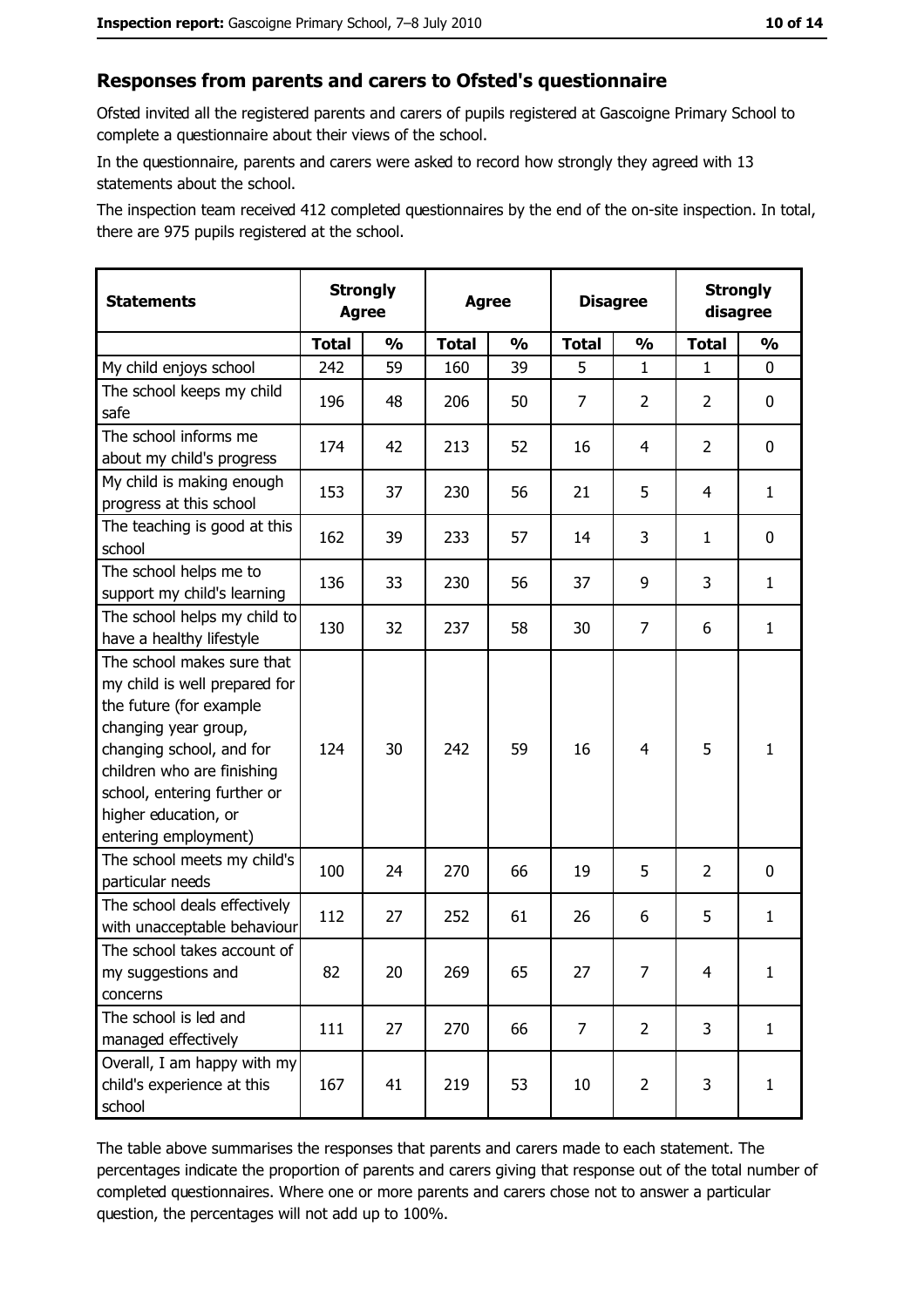## Responses from parents and carers to Ofsted's questionnaire

Ofsted invited all the registered parents and carers of pupils registered at Gascoigne Primary School to complete a questionnaire about their views of the school.

In the questionnaire, parents and carers were asked to record how strongly they agreed with 13 statements about the school.

The inspection team received 412 completed questionnaires by the end of the on-site inspection. In total, there are 975 pupils registered at the school.

| Statements | Strongly Agree | | Agree | | Disagree | | Strongly disagree | |
|---|---|---|---|---|---|---|---|---|
| | Total | % | Total | % | Total | % | Total | % |
| My child enjoys school | 242 | 59 | 160 | 39 | 5 | 1 | 1 | 0 |
| The school keeps my child safe | 196 | 48 | 206 | 50 | 7 | 2 | 2 | 0 |
| The school informs me about my child's progress | 174 | 42 | 213 | 52 | 16 | 4 | 2 | 0 |
| My child is making enough progress at this school | 153 | 37 | 230 | 56 | 21 | 5 | 4 | 1 |
| The teaching is good at this school | 162 | 39 | 233 | 57 | 14 | 3 | 1 | 0 |
| The school helps me to support my child's learning | 136 | 33 | 230 | 56 | 37 | 9 | 3 | 1 |
| The school helps my child to have a healthy lifestyle | 130 | 32 | 237 | 58 | 30 | 7 | 6 | 1 |
| The school makes sure that my child is well prepared for the future (for example changing year group, changing school, and for children who are finishing school, entering further or higher education, or entering employment) | 124 | 30 | 242 | 59 | 16 | 4 | 5 | 1 |
| The school meets my child's particular needs | 100 | 24 | 270 | 66 | 19 | 5 | 2 | 0 |
| The school deals effectively with unacceptable behaviour | 112 | 27 | 252 | 61 | 26 | 6 | 5 | 1 |
| The school takes account of my suggestions and concerns | 82 | 20 | 269 | 65 | 27 | 7 | 4 | 1 |
| The school is led and managed effectively | 111 | 27 | 270 | 66 | 7 | 2 | 3 | 1 |
| Overall, I am happy with my child's experience at this school | 167 | 41 | 219 | 53 | 10 | 2 | 3 | 1 |

The table above summarises the responses that parents and carers made to each statement. The percentages indicate the proportion of parents and carers giving that response out of the total number of completed questionnaires. Where one or more parents and carers chose not to answer a particular question, the percentages will not add up to 100%.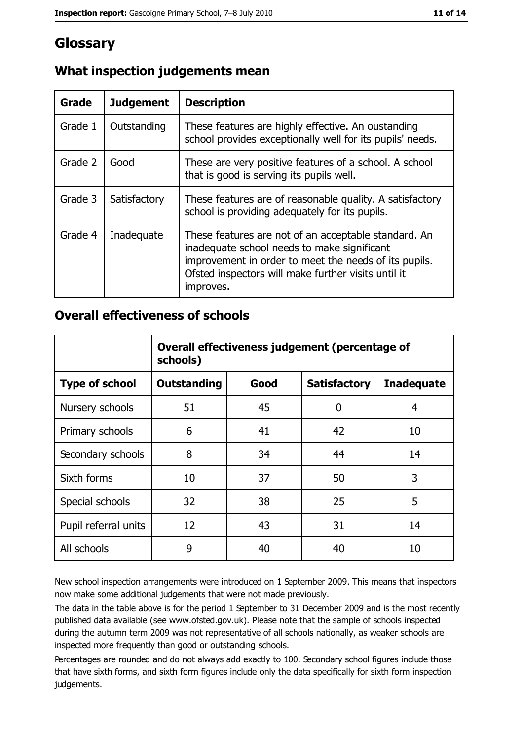# Glossary

## What inspection judgements mean

| Grade | Judgement | Description |
| --- | --- | --- |
| Grade 1 | Outstanding | These features are highly effective. An oustanding school provides exceptionally well for its pupils' needs. |
| Grade 2 | Good | These are very positive features of a school. A school that is good is serving its pupils well. |
| Grade 3 | Satisfactory | These features are of reasonable quality. A satisfactory school is providing adequately for its pupils. |
| Grade 4 | Inadequate | These features are not of an acceptable standard. An inadequate school needs to make significant improvement in order to meet the needs of its pupils. Ofsted inspectors will make further visits until it improves. |

## Overall effectiveness of schools

| | Overall effectiveness judgement (percentage of schools) | | | |
| --- | --- | --- | --- | --- |
| **Type of school** | **Outstanding** | **Good** | **Satisfactory** | **Inadequate** |
| Nursery schools | 51 | 45 | 0 | 4 |
| Primary schools | 6 | 41 | 42 | 10 |
| Secondary schools | 8 | 34 | 44 | 14 |
| Sixth forms | 10 | 37 | 50 | 3 |
| Special schools | 32 | 38 | 25 | 5 |
| Pupil referral units | 12 | 43 | 31 | 14 |
| All schools | 9 | 40 | 40 | 10 |

New school inspection arrangements were introduced on 1 September 2009. This means that inspectors now make some additional judgements that were not made previously.

The data in the table above is for the period 1 September to 31 December 2009 and is the most recently published data available (see www.ofsted.gov.uk). Please note that the sample of schools inspected during the autumn term 2009 was not representative of all schools nationally, as weaker schools are inspected more frequently than good or outstanding schools.

Percentages are rounded and do not always add exactly to 100. Secondary school figures include those that have sixth forms, and sixth form figures include only the data specifically for sixth form inspection judgements.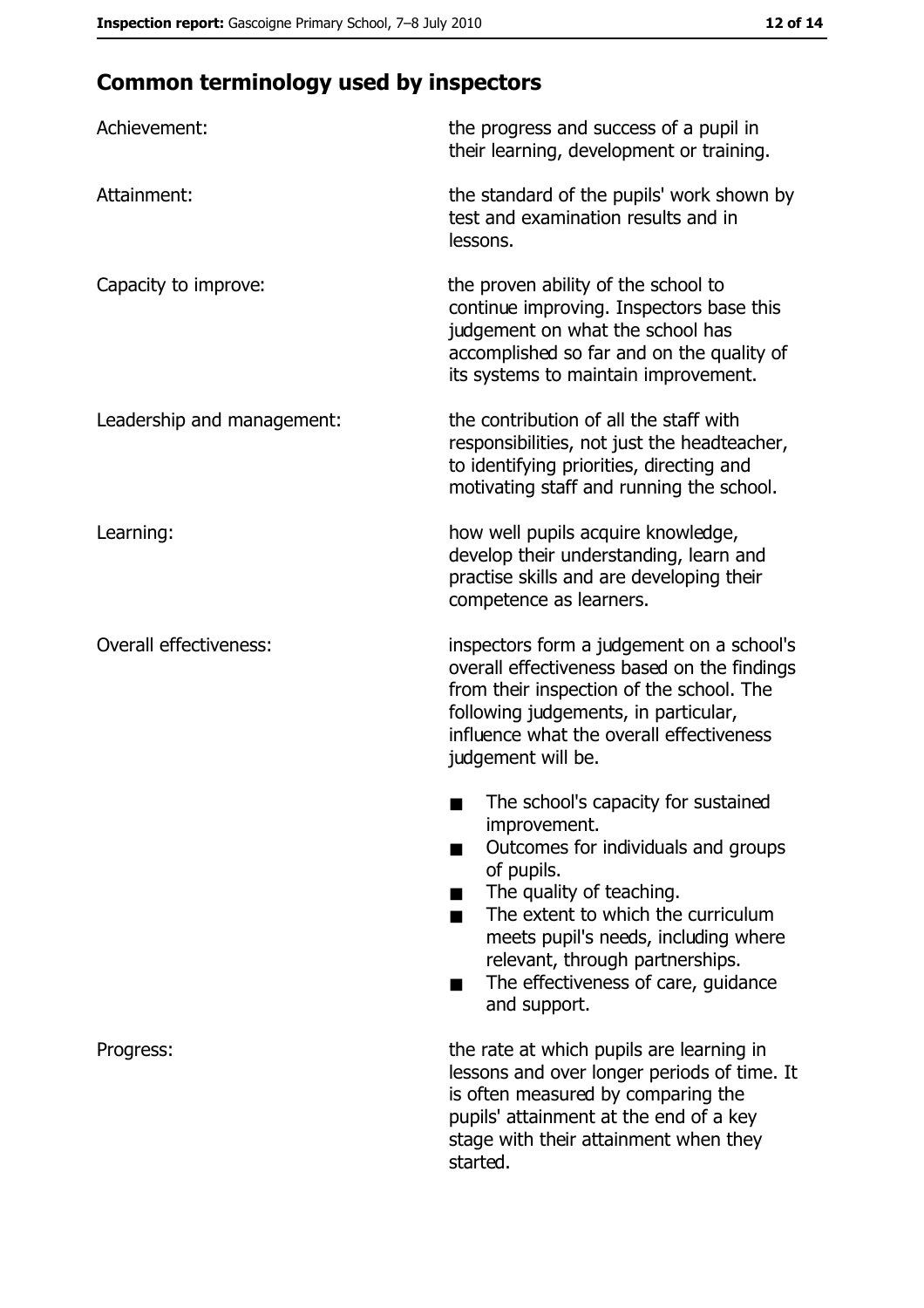## Common terminology used by inspectors

| | |
|---|---|
| Achievement: | the progress and success of a pupil in their learning, development or training. |
| Attainment: | the standard of the pupils' work shown by test and examination results and in lessons. |
| Capacity to improve: | the proven ability of the school to continue improving. Inspectors base this judgement on what the school has accomplished so far and on the quality of its systems to maintain improvement. |
| Leadership and management: | the contribution of all the staff with responsibilities, not just the headteacher, to identifying priorities, directing and motivating staff and running the school. |
| Learning: | how well pupils acquire knowledge, develop their understanding, learn and practise skills and are developing their competence as learners. |
| Overall effectiveness: | inspectors form a judgement on a school's overall effectiveness based on the findings from their inspection of the school. The following judgements, in particular, influence what the overall effectiveness judgement will be.<br>■ The school's capacity for sustained improvement.<br>■ Outcomes for individuals and groups of pupils.<br>■ The quality of teaching.<br>■ The extent to which the curriculum meets pupil's needs, including where relevant, through partnerships.<br>■ The effectiveness of care, guidance and support. |
| Progress: | the rate at which pupils are learning in lessons and over longer periods of time. It is often measured by comparing the pupils' attainment at the end of a key stage with their attainment when they started. |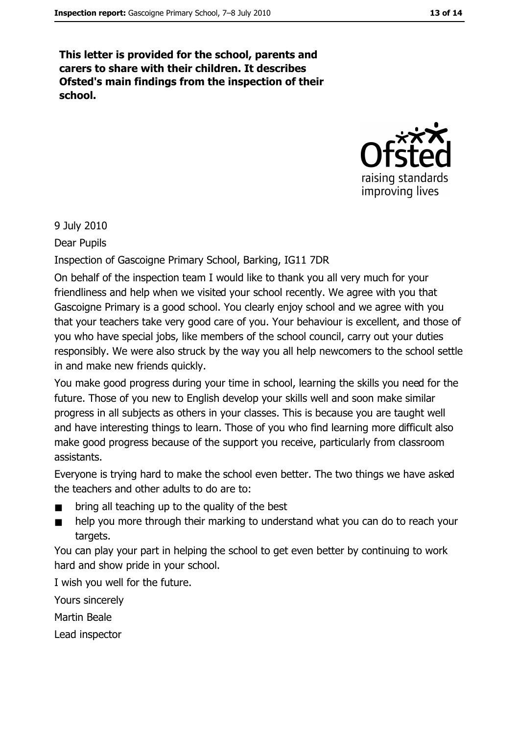**This letter is provided for the school, parents and carers to share with their children. It describes Ofsted's main findings from the inspection of their school.**

9 July 2010

Dear Pupils

Inspection of Gascoigne Primary School, Barking, IG11 7DR

On behalf of the inspection team I would like to thank you all very much for your friendliness and help when we visited your school recently. We agree with you that Gascoigne Primary is a good school. You clearly enjoy school and we agree with you that your teachers take very good care of you. Your behaviour is excellent, and those of you who have special jobs, like members of the school council, carry out your duties responsibly. We were also struck by the way you all help newcomers to the school settle in and make new friends quickly.

You make good progress during your time in school, learning the skills you need for the future. Those of you new to English develop your skills well and soon make similar progress in all subjects as others in your classes. This is because you are taught well and have interesting things to learn. Those of you who find learning more difficult also make good progress because of the support you receive, particularly from classroom assistants.

Everyone is trying hard to make the school even better. The two things we have asked the teachers and other adults to do are to:

- bring all teaching up to the quality of the best
- help you more through their marking to understand what you can do to reach your targets.

You can play your part in helping the school to get even better by continuing to work hard and show pride in your school.

I wish you well for the future.

Yours sincerely

Martin Beale

Lead inspector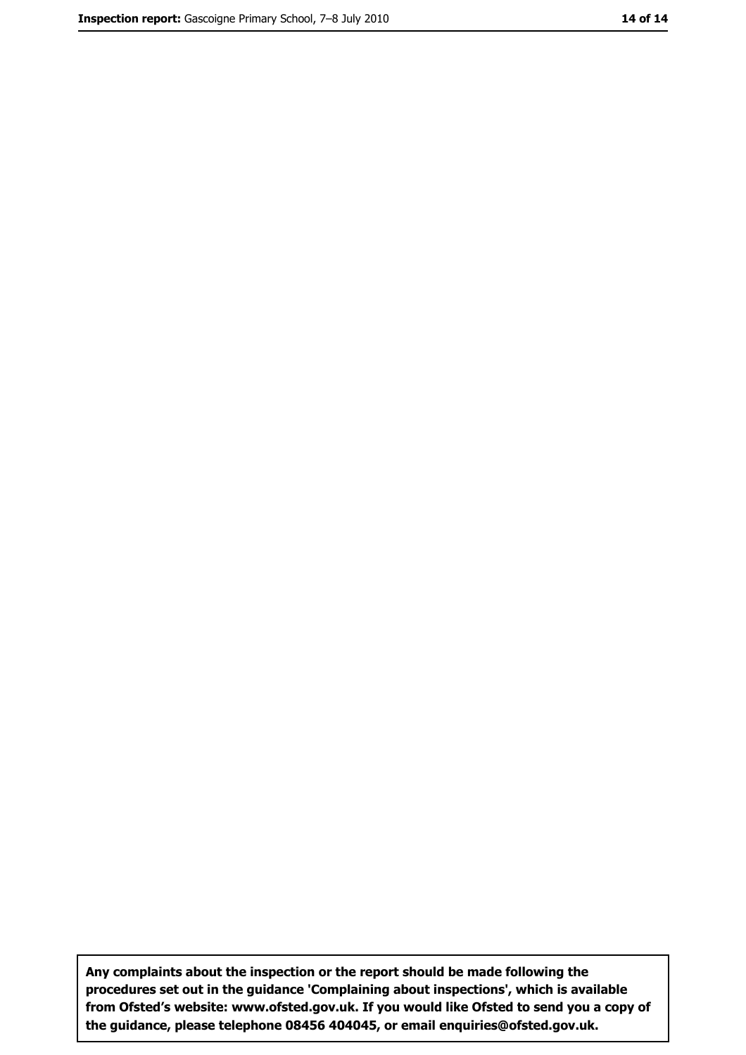**Any complaints about the inspection or the report should be made following the procedures set out in the guidance 'Complaining about inspections', which is available from Ofsted's website: www.ofsted.gov.uk. If you would like Ofsted to send you a copy of the guidance, please telephone 08456 404045, or email enquiries@ofsted.gov.uk.**